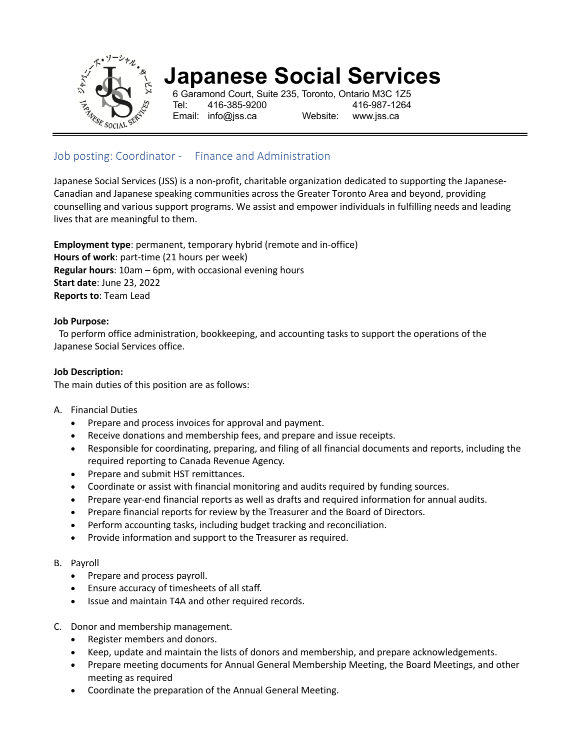# Japanese Social Services

6 Garamond Court, Suite 235, Toronto, Ontario M3C 1Z5
Tel: 416-385-9200 416-987-1264
Email: info@jss.ca Website: www.jss.ca

## Job posting: Coordinator - Finance and Administration

Japanese Social Services (JSS) is a non-profit, charitable organization dedicated to supporting the Japanese-Canadian and Japanese speaking communities across the Greater Toronto Area and beyond, providing counselling and various support programs. We assist and empower individuals in fulfilling needs and leading lives that are meaningful to them.

**Employment type**: permanent, temporary hybrid (remote and in-office)
**Hours of work**: part-time (21 hours per week)
**Regular hours**: 10am – 6pm, with occasional evening hours
**Start date**: June 23, 2022
**Reports to**: Team Lead

**Job Purpose:**
To perform office administration, bookkeeping, and accounting tasks to support the operations of the Japanese Social Services office.

**Job Description:**
The main duties of this position are as follows:

A. Financial Duties
- Prepare and process invoices for approval and payment.
- Receive donations and membership fees, and prepare and issue receipts.
- Responsible for coordinating, preparing, and filing of all financial documents and reports, including the required reporting to Canada Revenue Agency.
- Prepare and submit HST remittances.
- Coordinate or assist with financial monitoring and audits required by funding sources.
- Prepare year-end financial reports as well as drafts and required information for annual audits.
- Prepare financial reports for review by the Treasurer and the Board of Directors.
- Perform accounting tasks, including budget tracking and reconciliation.
- Provide information and support to the Treasurer as required.

B. Payroll
- Prepare and process payroll.
- Ensure accuracy of timesheets of all staff.
- Issue and maintain T4A and other required records.

C. Donor and membership management.
- Register members and donors.
- Keep, update and maintain the lists of donors and membership, and prepare acknowledgements.
- Prepare meeting documents for Annual General Membership Meeting, the Board Meetings, and other meeting as required
- Coordinate the preparation of the Annual General Meeting.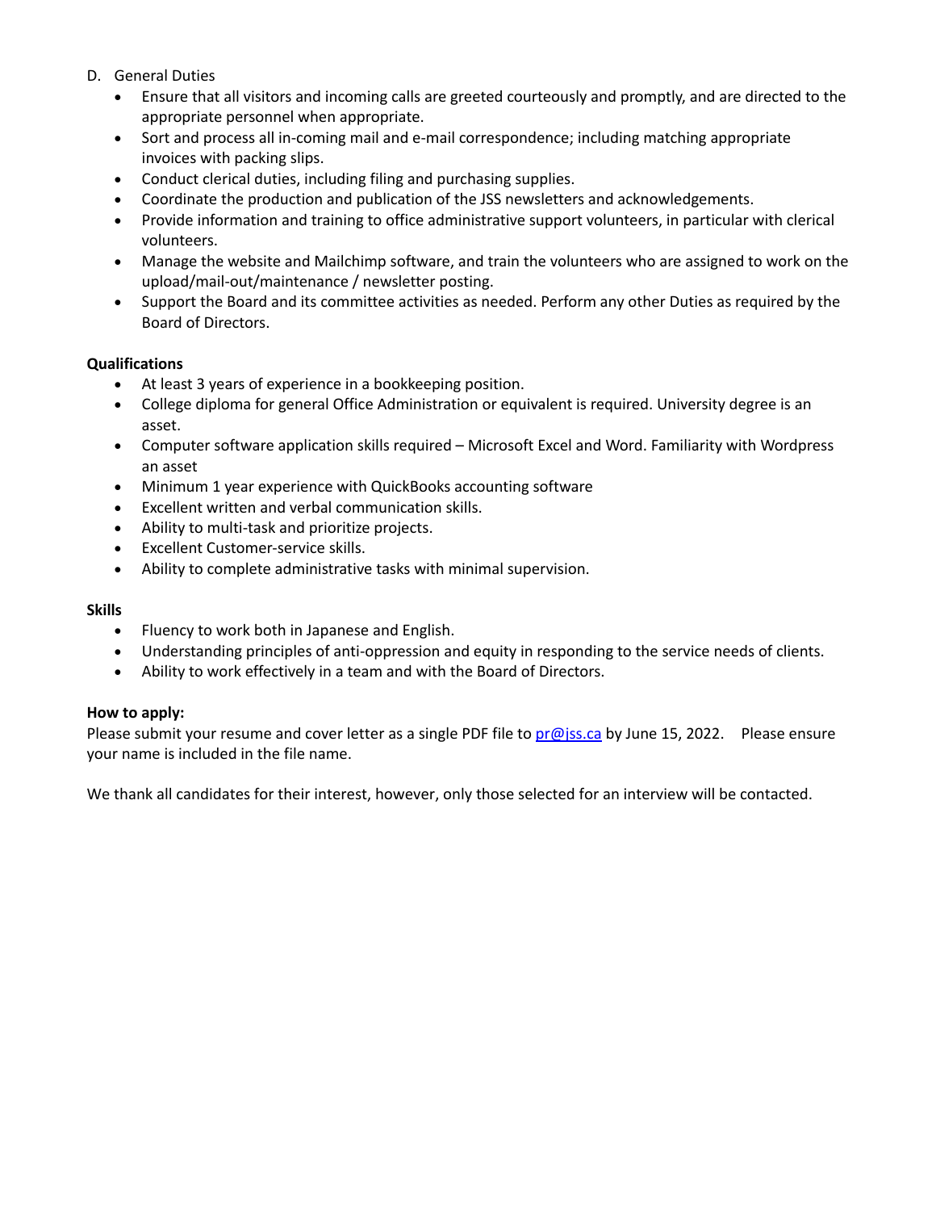D. General Duties

- Ensure that all visitors and incoming calls are greeted courteously and promptly, and are directed to the appropriate personnel when appropriate.
- Sort and process all in-coming mail and e-mail correspondence; including matching appropriate invoices with packing slips.
- Conduct clerical duties, including filing and purchasing supplies.
- Coordinate the production and publication of the JSS newsletters and acknowledgements.
- Provide information and training to office administrative support volunteers, in particular with clerical volunteers.
- Manage the website and Mailchimp software, and train the volunteers who are assigned to work on the upload/mail-out/maintenance / newsletter posting.
- Support the Board and its committee activities as needed. Perform any other Duties as required by the Board of Directors.

**Qualifications**

- At least 3 years of experience in a bookkeeping position.
- College diploma for general Office Administration or equivalent is required. University degree is an asset.
- Computer software application skills required – Microsoft Excel and Word. Familiarity with Wordpress an asset
- Minimum 1 year experience with QuickBooks accounting software
- Excellent written and verbal communication skills.
- Ability to multi-task and prioritize projects.
- Excellent Customer-service skills.
- Ability to complete administrative tasks with minimal supervision.

**Skills**

- Fluency to work both in Japanese and English.
- Understanding principles of anti-oppression and equity in responding to the service needs of clients.
- Ability to work effectively in a team and with the Board of Directors.

**How to apply:**

Please submit your resume and cover letter as a single PDF file to pr@jss.ca by June 15, 2022. Please ensure your name is included in the file name.

We thank all candidates for their interest, however, only those selected for an interview will be contacted.